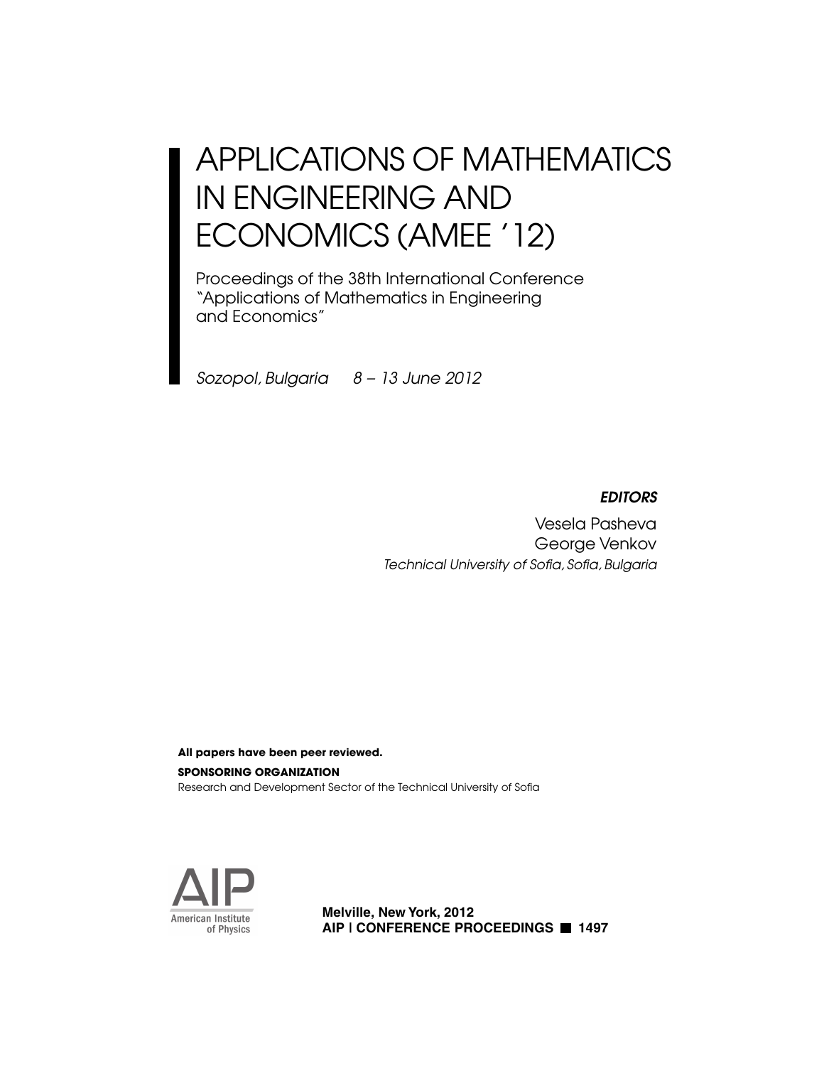# APPLICATIONS OF MATHEMATICS IN ENGINEERING AND ECONOMICS (AMEE '12)

Proceedings of the 38th International Conference "Applications of Mathematics in Engineering and Economics"

*Sozopol, Bulgaria 8 – 13 June 2012*

***EDITORS***

Vesela Pasheva
George Venkov
*Technical University of Sofia, Sofia, Bulgaria*

**All papers have been peer reviewed.**

**SPONSORING ORGANIZATION**
Research and Development Sector of the Technical University of Sofia

AIP
American Institute of Physics

**Melville, New York, 2012**
**AIP | CONFERENCE PROCEEDINGS ■ 1497**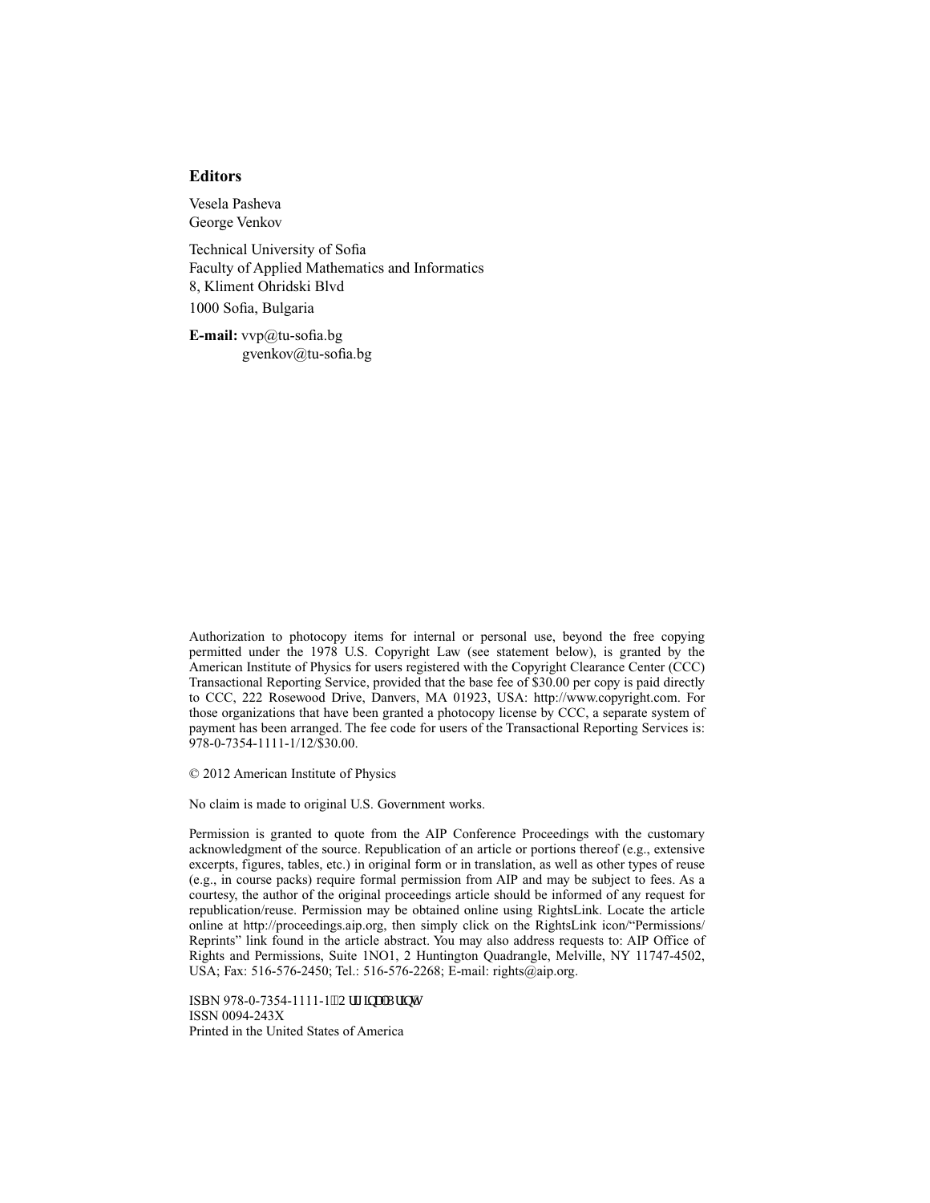**Editors**

Vesela Pasheva
George Venkov

Technical University of Sofia
Faculty of Applied Mathematics and Informatics
8, Kliment Ohridski Blvd
1000 Sofia, Bulgaria

**E-mail:** vvp@tu-sofia.bg
gvenkov@tu-sofia.bg

Authorization to photocopy items for internal or personal use, beyond the free copying permitted under the 1978 U.S. Copyright Law (see statement below), is granted by the American Institute of Physics for users registered with the Copyright Clearance Center (CCC) Transactional Reporting Service, provided that the base fee of $30.00 per copy is paid directly to CCC, 222 Rosewood Drive, Danvers, MA 01923, USA: http://www.copyright.com. For those organizations that have been granted a photocopy license by CCC, a separate system of payment has been arranged. The fee code for users of the Transactional Reporting Services is: 978-0-7354-1111-1/12/$30.00.

© 2012 American Institute of Physics

No claim is made to original U.S. Government works.

Permission is granted to quote from the AIP Conference Proceedings with the customary acknowledgment of the source. Republication of an article or portions thereof (e.g., extensive excerpts, figures, tables, etc.) in original form or in translation, as well as other types of reuse (e.g., in course packs) require formal permission from AIP and may be subject to fees. As a courtesy, the author of the original proceedings article should be informed of any request for republication/reuse. Permission may be obtained online using RightsLink. Locate the article online at http://proceedings.aip.org, then simply click on the RightsLink icon/"Permissions/Reprints" link found in the article abstract. You may also address requests to: AIP Office of Rights and Permissions, Suite 1NO1, 2 Huntington Quadrangle, Melville, NY 11747-4502, USA; Fax: 516-576-2450; Tel.: 516-576-2268; E-mail: rights@aip.org.

ISBN 978-0-7354-1111-1 (Original Print)
ISSN 0094-243X
Printed in the United States of America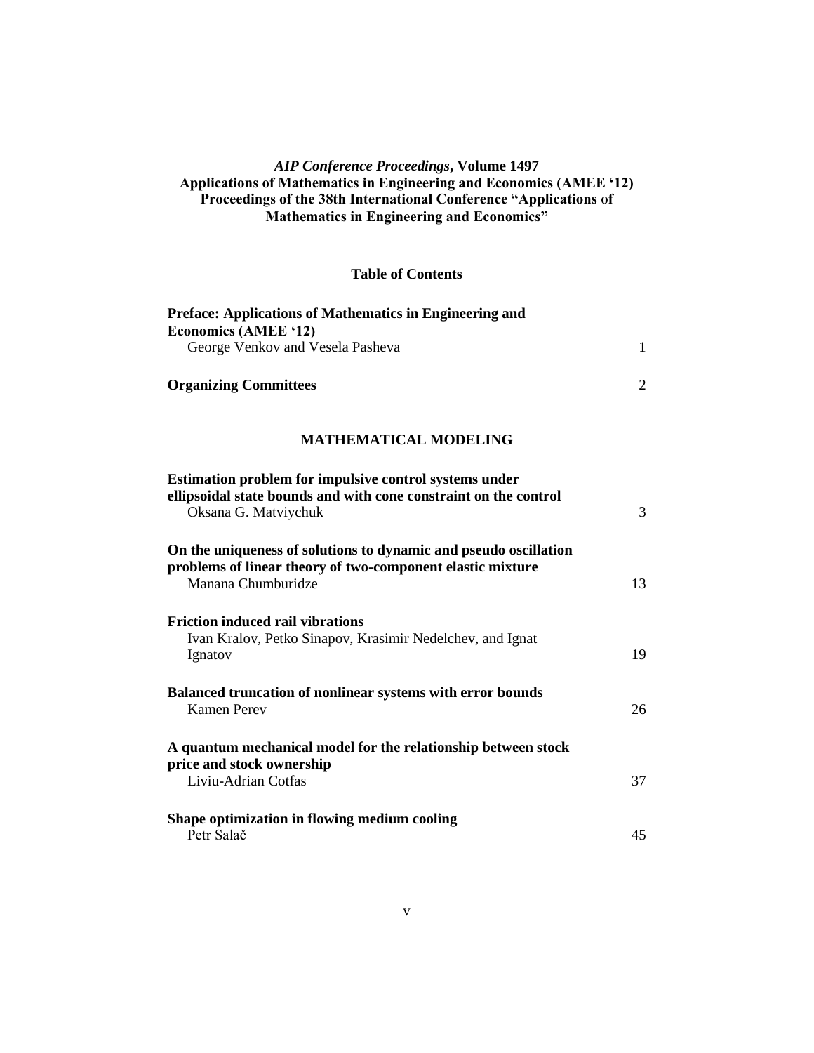***AIP Conference Proceedings*, Volume 1497**
**Applications of Mathematics in Engineering and Economics (AMEE '12)**
**Proceedings of the 38th International Conference "Applications of Mathematics in Engineering and Economics"**

## Table of Contents

**Preface: Applications of Mathematics in Engineering and Economics (AMEE '12)**
George Venkov and Vesela Pasheva — 1

**Organizing Committees** — 2

## MATHEMATICAL MODELING

**Estimation problem for impulsive control systems under ellipsoidal state bounds and with cone constraint on the control**
Oksana G. Matviychuk — 3

**On the uniqueness of solutions to dynamic and pseudo oscillation problems of linear theory of two-component elastic mixture**
Manana Chumburidze — 13

**Friction induced rail vibrations**
Ivan Kralov, Petko Sinapov, Krasimir Nedelchev, and Ignat Ignatov — 19

**Balanced truncation of nonlinear systems with error bounds**
Kamen Perev — 26

**A quantum mechanical model for the relationship between stock price and stock ownership**
Liviu-Adrian Cotfas — 37

**Shape optimization in flowing medium cooling**
Petr Salač — 45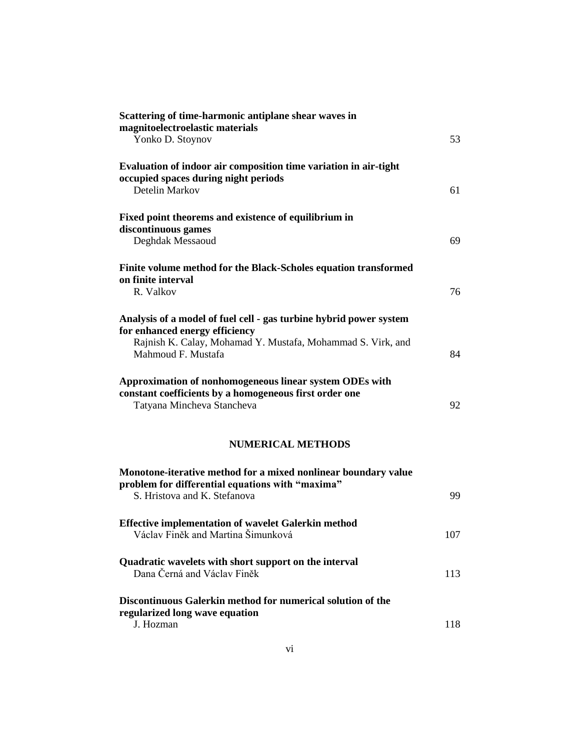**Scattering of time-harmonic antiplane shear waves in magnitoelectroelastic materials**
Yonko D. Stoynov 53

**Evaluation of indoor air composition time variation in air-tight occupied spaces during night periods**
Detelin Markov 61

**Fixed point theorems and existence of equilibrium in discontinuous games**
Deghdak Messaoud 69

**Finite volume method for the Black-Scholes equation transformed on finite interval**
R. Valkov 76

**Analysis of a model of fuel cell - gas turbine hybrid power system for enhanced energy efficiency**
Rajnish K. Calay, Mohamad Y. Mustafa, Mohammad S. Virk, and Mahmoud F. Mustafa 84

**Approximation of nonhomogeneous linear system ODEs with constant coefficients by a homogeneous first order one**
Tatyana Mincheva Stancheva 92

## NUMERICAL METHODS

**Monotone-iterative method for a mixed nonlinear boundary value problem for differential equations with "maxima"**
S. Hristova and K. Stefanova 99

**Effective implementation of wavelet Galerkin method**
Václav Finěk and Martina Šimunková 107

**Quadratic wavelets with short support on the interval**
Dana Černá and Václav Finěk 113

**Discontinuous Galerkin method for numerical solution of the regularized long wave equation**
J. Hozman 118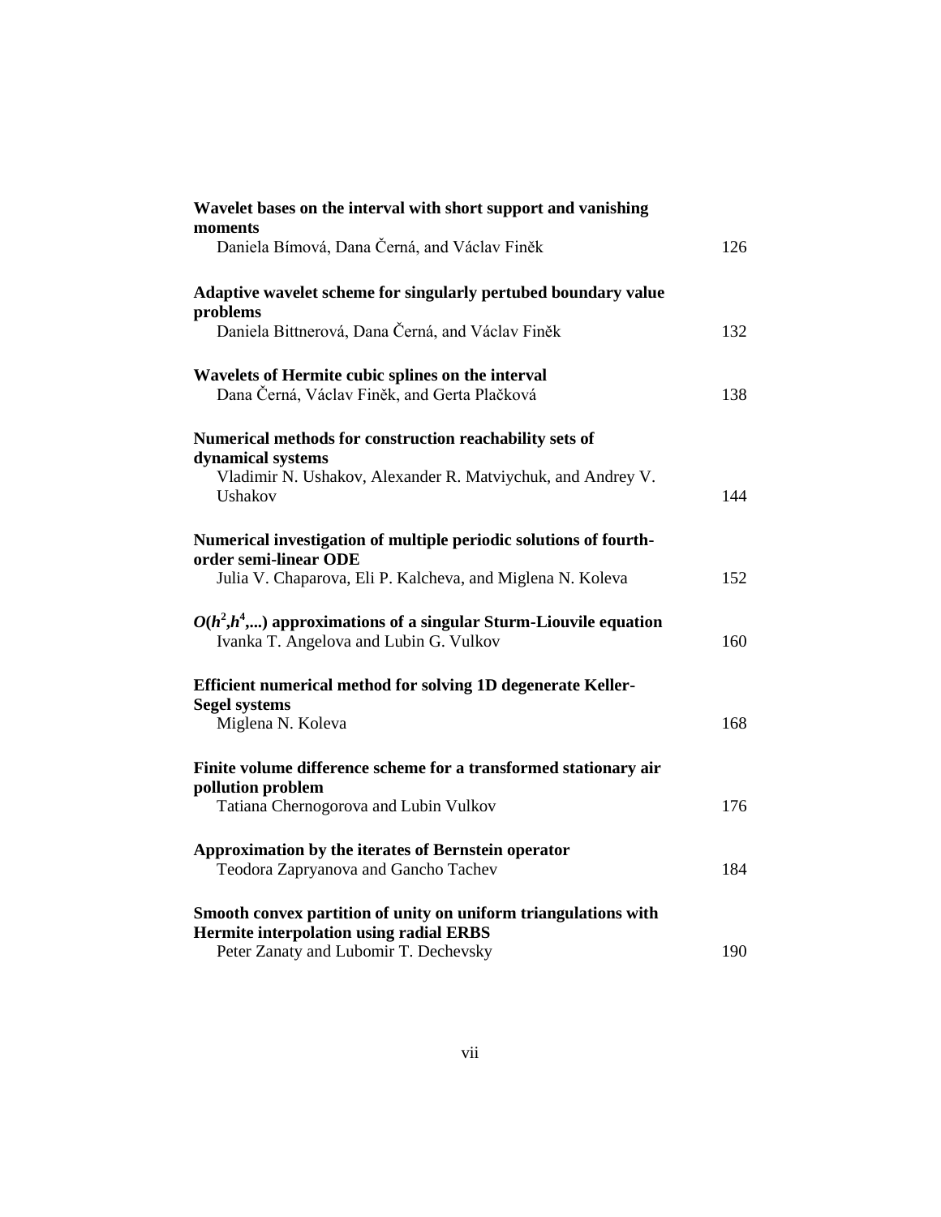**Wavelet bases on the interval with short support and vanishing moments**
Daniela Bímová, Dana Černá, and Václav Finěk 126

**Adaptive wavelet scheme for singularly pertubed boundary value problems**
Daniela Bittnerová, Dana Černá, and Václav Finěk 132

**Wavelets of Hermite cubic splines on the interval**
Dana Černá, Václav Finěk, and Gerta Plačková 138

**Numerical methods for construction reachability sets of dynamical systems**
Vladimir N. Ushakov, Alexander R. Matviychuk, and Andrey V. Ushakov 144

**Numerical investigation of multiple periodic solutions of fourth-order semi-linear ODE**
Julia V. Chaparova, Eli P. Kalcheva, and Miglena N. Koleva 152

**$O(h^2,h^4,...)$ approximations of a singular Sturm-Liouvile equation**
Ivanka T. Angelova and Lubin G. Vulkov 160

**Efficient numerical method for solving 1D degenerate Keller-Segel systems**
Miglena N. Koleva 168

**Finite volume difference scheme for a transformed stationary air pollution problem**
Tatiana Chernogorova and Lubin Vulkov 176

**Approximation by the iterates of Bernstein operator**
Teodora Zapryanova and Gancho Tachev 184

**Smooth convex partition of unity on uniform triangulations with Hermite interpolation using radial ERBS**
Peter Zanaty and Lubomir T. Dechevsky 190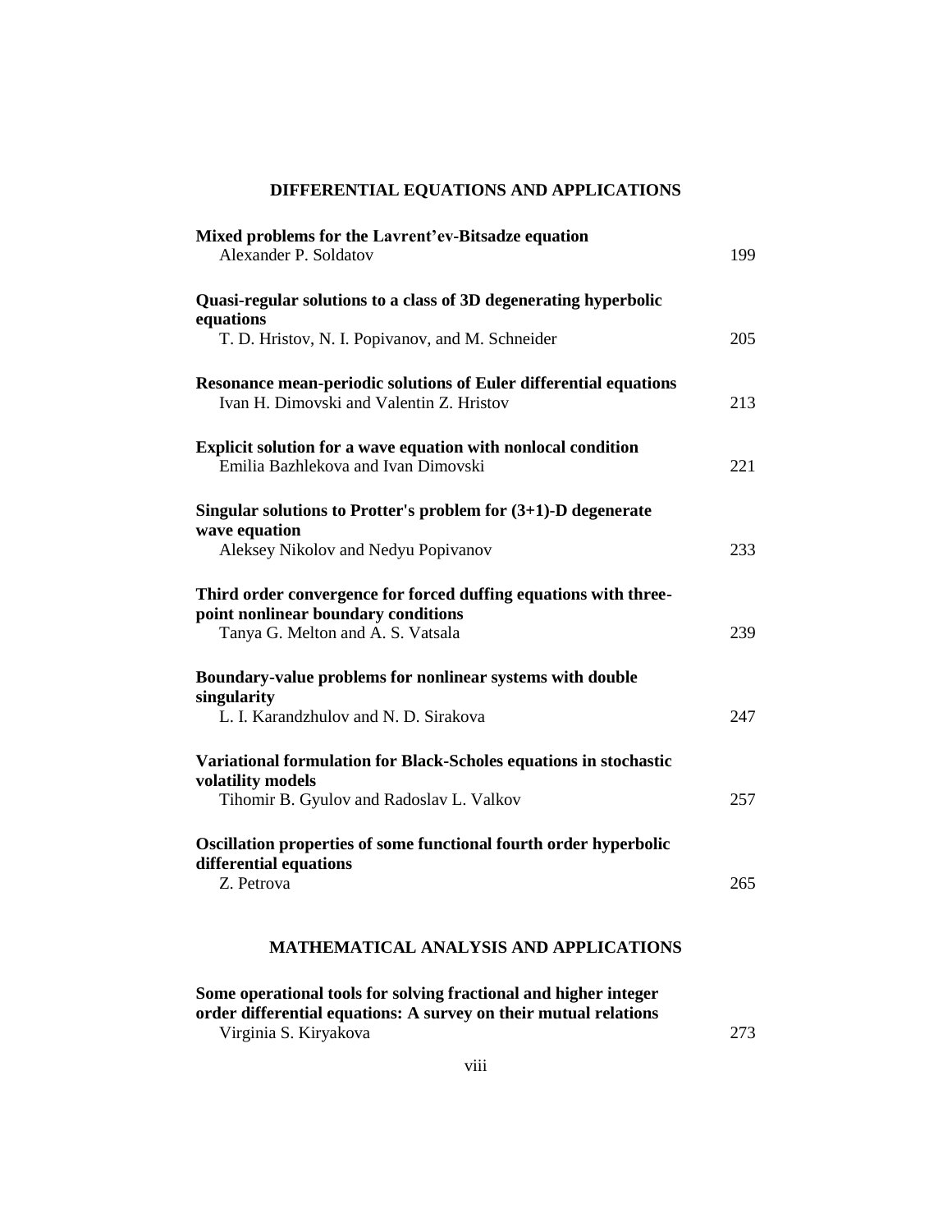## DIFFERENTIAL EQUATIONS AND APPLICATIONS

**Mixed problems for the Lavrent'ev-Bitsadze equation**
Alexander P. Soldatov — 199

**Quasi-regular solutions to a class of 3D degenerating hyperbolic equations**
T. D. Hristov, N. I. Popivanov, and M. Schneider — 205

**Resonance mean-periodic solutions of Euler differential equations**
Ivan H. Dimovski and Valentin Z. Hristov — 213

**Explicit solution for a wave equation with nonlocal condition**
Emilia Bazhlekova and Ivan Dimovski — 221

**Singular solutions to Protter's problem for (3+1)-D degenerate wave equation**
Aleksey Nikolov and Nedyu Popivanov — 233

**Third order convergence for forced duffing equations with three-point nonlinear boundary conditions**
Tanya G. Melton and A. S. Vatsala — 239

**Boundary-value problems for nonlinear systems with double singularity**
L. I. Karandzhulov and N. D. Sirakova — 247

**Variational formulation for Black-Scholes equations in stochastic volatility models**
Tihomir B. Gyulov and Radoslav L. Valkov — 257

**Oscillation properties of some functional fourth order hyperbolic differential equations**
Z. Petrova — 265

## MATHEMATICAL ANALYSIS AND APPLICATIONS

**Some operational tools for solving fractional and higher integer order differential equations: A survey on their mutual relations**
Virginia S. Kiryakova — 273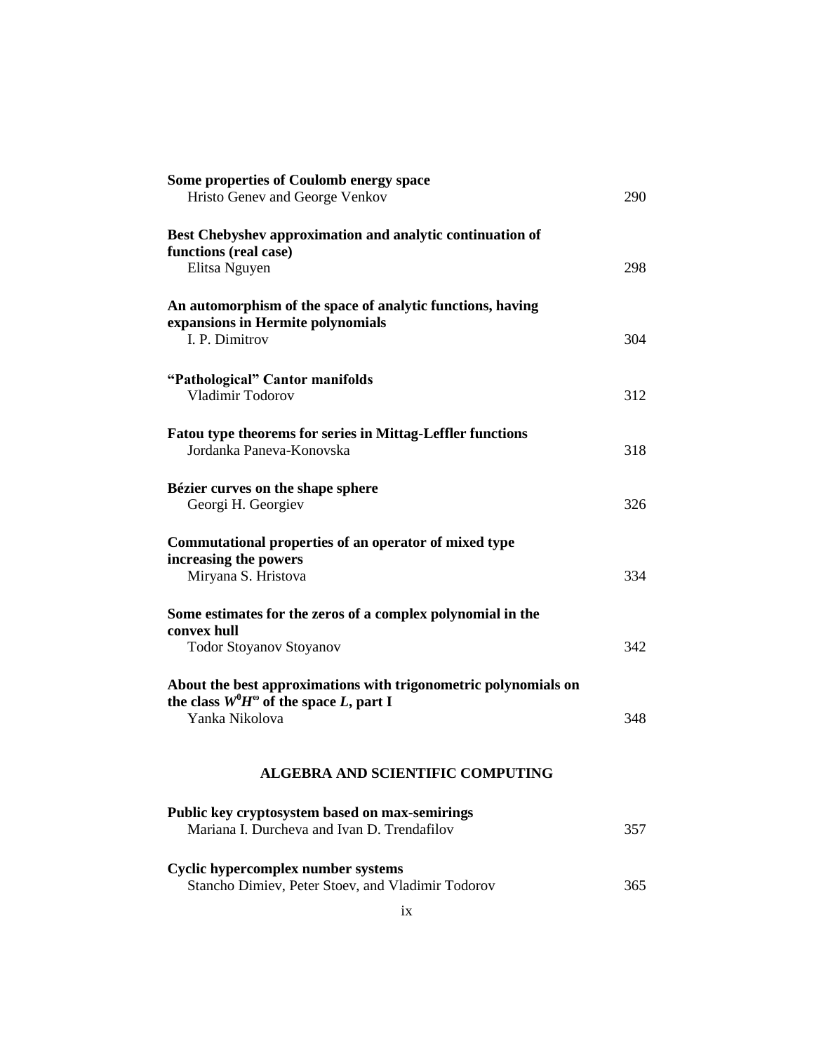**Some properties of Coulomb energy space**
Hristo Genev and George Venkov 290

**Best Chebyshev approximation and analytic continuation of functions (real case)**
Elitsa Nguyen 298

**An automorphism of the space of analytic functions, having expansions in Hermite polynomials**
I. P. Dimitrov 304

**"Pathological" Cantor manifolds**
Vladimir Todorov 312

**Fatou type theorems for series in Mittag-Leffler functions**
Jordanka Paneva-Konovska 318

**Bézier curves on the shape sphere**
Georgi H. Georgiev 326

**Commutational properties of an operator of mixed type increasing the powers**
Miryana S. Hristova 334

**Some estimates for the zeros of a complex polynomial in the convex hull**
Todor Stoyanov Stoyanov 342

**About the best approximations with trigonometric polynomials on the class $W^0H^\omega$ of the space $L$, part I**
Yanka Nikolova 348

## ALGEBRA AND SCIENTIFIC COMPUTING

**Public key cryptosystem based on max-semirings**
Mariana I. Durcheva and Ivan D. Trendafilov 357

**Cyclic hypercomplex number systems**
Stancho Dimiev, Peter Stoev, and Vladimir Todorov 365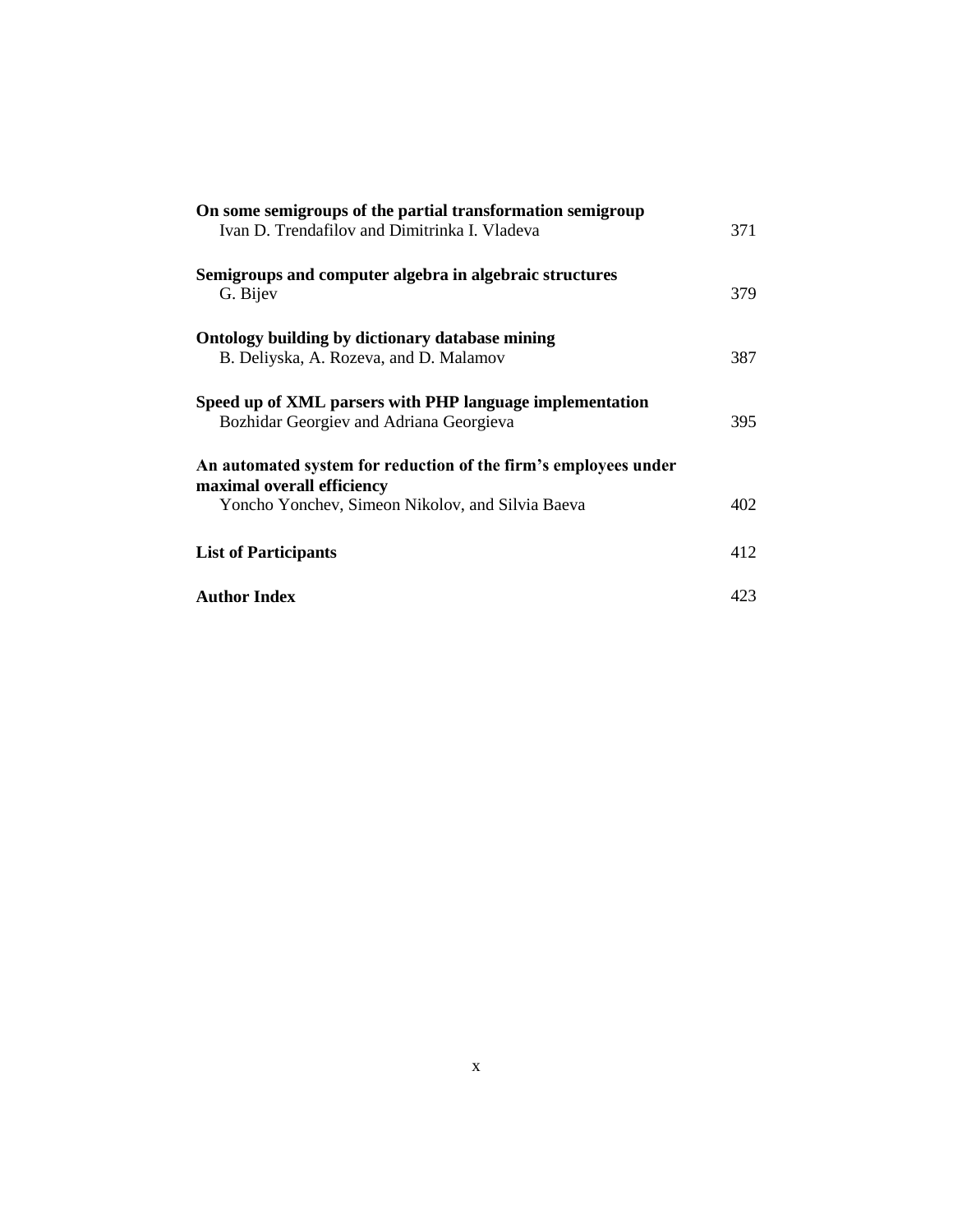**On some semigroups of the partial transformation semigroup**
Ivan D. Trendafilov and Dimitrinka I. Vladeva 371

**Semigroups and computer algebra in algebraic structures**
G. Bijev 379

**Ontology building by dictionary database mining**
B. Deliyska, A. Rozeva, and D. Malamov 387

**Speed up of XML parsers with PHP language implementation**
Bozhidar Georgiev and Adriana Georgieva 395

**An automated system for reduction of the firm's employees under maximal overall efficiency**
Yoncho Yonchev, Simeon Nikolov, and Silvia Baeva 402

**List of Participants** 412

**Author Index** 423